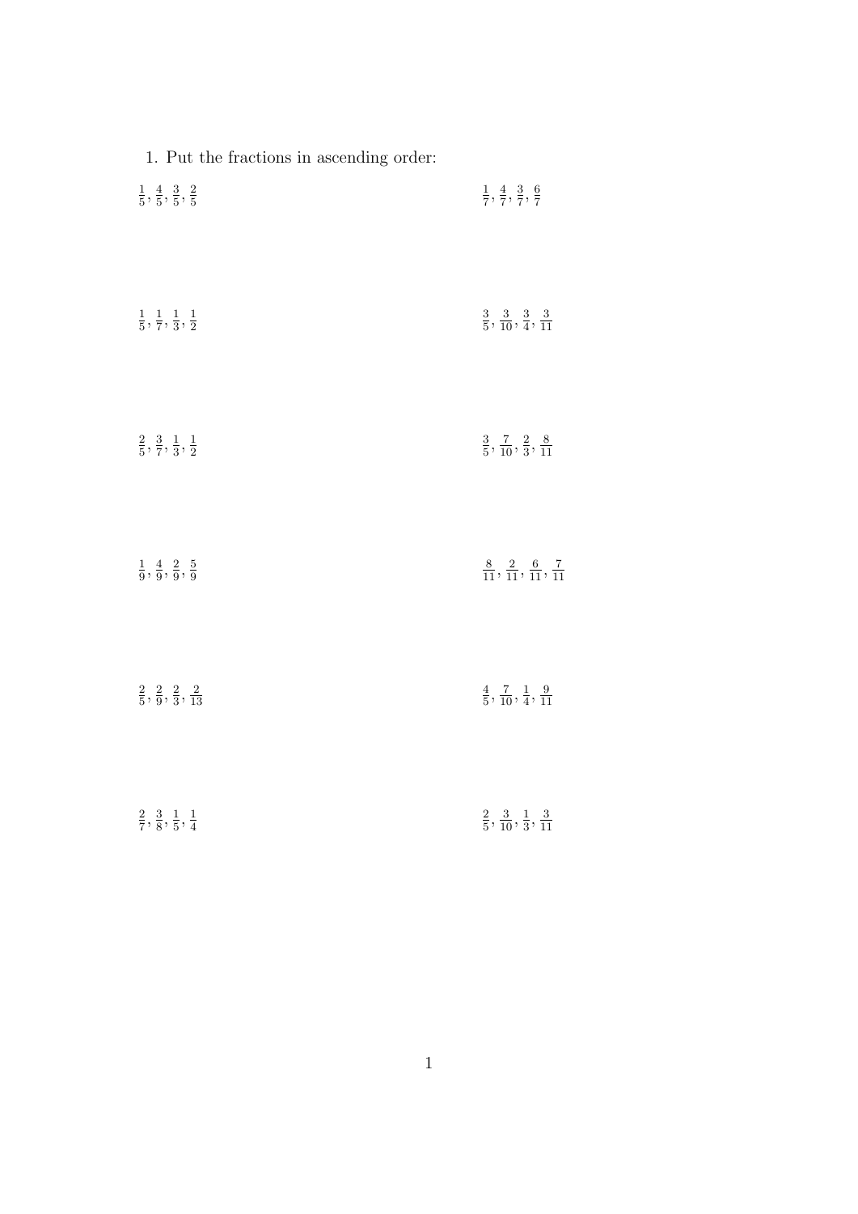1. Put the fractions in ascending order:

$\frac{1}{5}, \frac{4}{5}, \frac{3}{5}, \frac{2}{5}$

$\frac{1}{7}, \frac{4}{7}, \frac{3}{7}, \frac{6}{7}$

$\frac{1}{5}, \frac{1}{7}, \frac{1}{3}, \frac{1}{2}$

$\frac{3}{5}, \frac{3}{10}, \frac{3}{4}, \frac{3}{11}$

$\frac{2}{5}, \frac{3}{7}, \frac{1}{3}, \frac{1}{2}$

$\frac{3}{5}, \frac{7}{10}, \frac{2}{3}, \frac{8}{11}$

$\frac{1}{9}, \frac{4}{9}, \frac{2}{9}, \frac{5}{9}$

$\frac{8}{11}, \frac{2}{11}, \frac{6}{11}, \frac{7}{11}$

$\frac{2}{5}, \frac{2}{9}, \frac{2}{3}, \frac{2}{13}$

$\frac{4}{5}, \frac{7}{10}, \frac{1}{4}, \frac{9}{11}$

$\frac{2}{7}, \frac{3}{8}, \frac{1}{5}, \frac{1}{4}$

$\frac{2}{5}, \frac{3}{10}, \frac{1}{3}, \frac{3}{11}$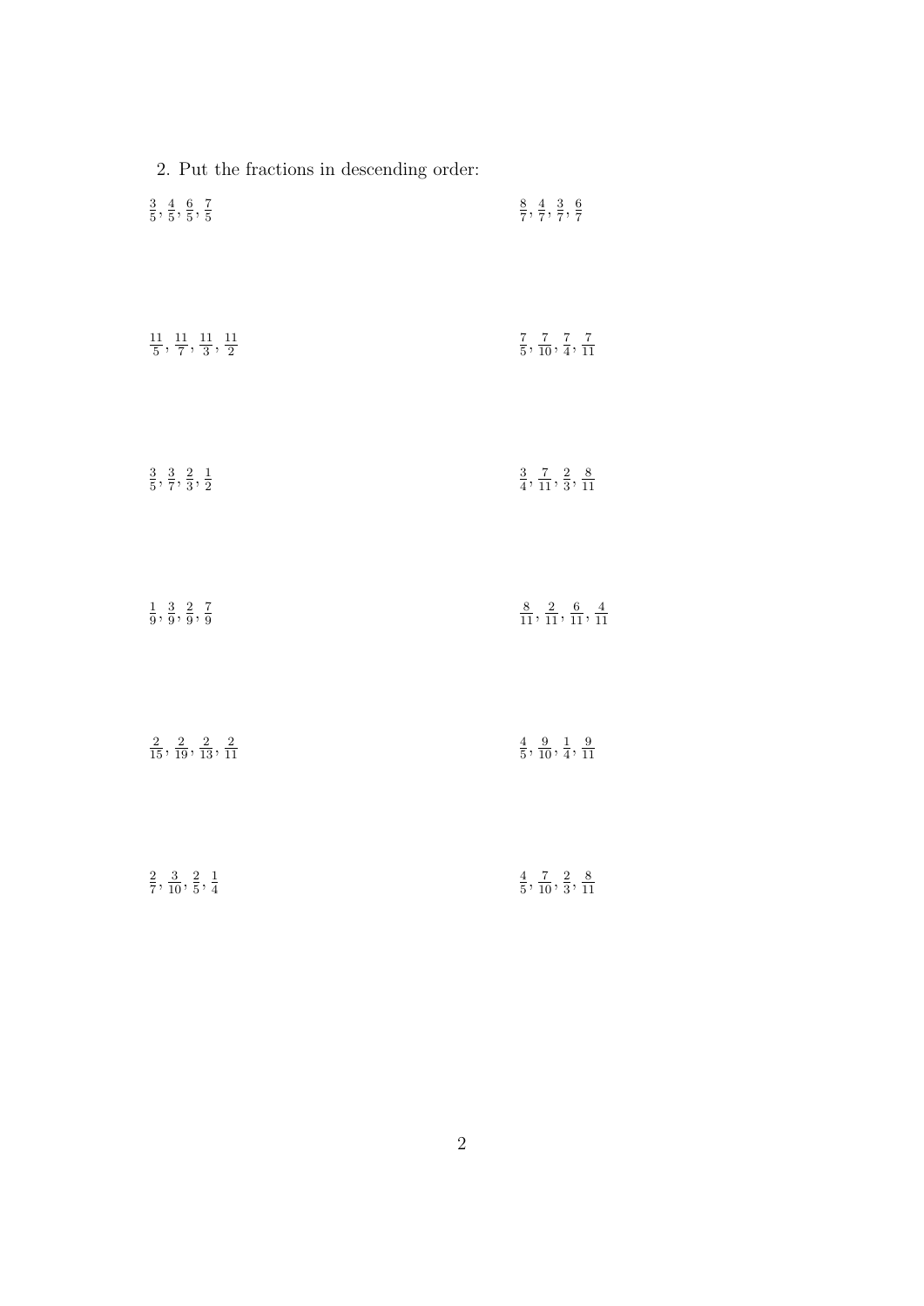2. Put the fractions in descending order:

$\frac{3}{5}, \frac{4}{5}, \frac{6}{5}, \frac{7}{5}$

$\frac{8}{7}, \frac{4}{7}, \frac{3}{7}, \frac{6}{7}$

$\frac{11}{5}, \frac{11}{7}, \frac{11}{3}, \frac{11}{2}$

$\frac{7}{5}, \frac{7}{10}, \frac{7}{4}, \frac{7}{11}$

$\frac{3}{5}, \frac{3}{7}, \frac{2}{3}, \frac{1}{2}$

$\frac{3}{4}, \frac{7}{11}, \frac{2}{3}, \frac{8}{11}$

$\frac{1}{9}, \frac{3}{9}, \frac{2}{9}, \frac{7}{9}$

$\frac{8}{11}, \frac{2}{11}, \frac{6}{11}, \frac{4}{11}$

$\frac{2}{15}, \frac{2}{19}, \frac{2}{13}, \frac{2}{11}$

$\frac{4}{5}, \frac{9}{10}, \frac{1}{4}, \frac{9}{11}$

$\frac{2}{7}, \frac{3}{10}, \frac{2}{5}, \frac{1}{4}$

$\frac{4}{5}, \frac{7}{10}, \frac{2}{3}, \frac{8}{11}$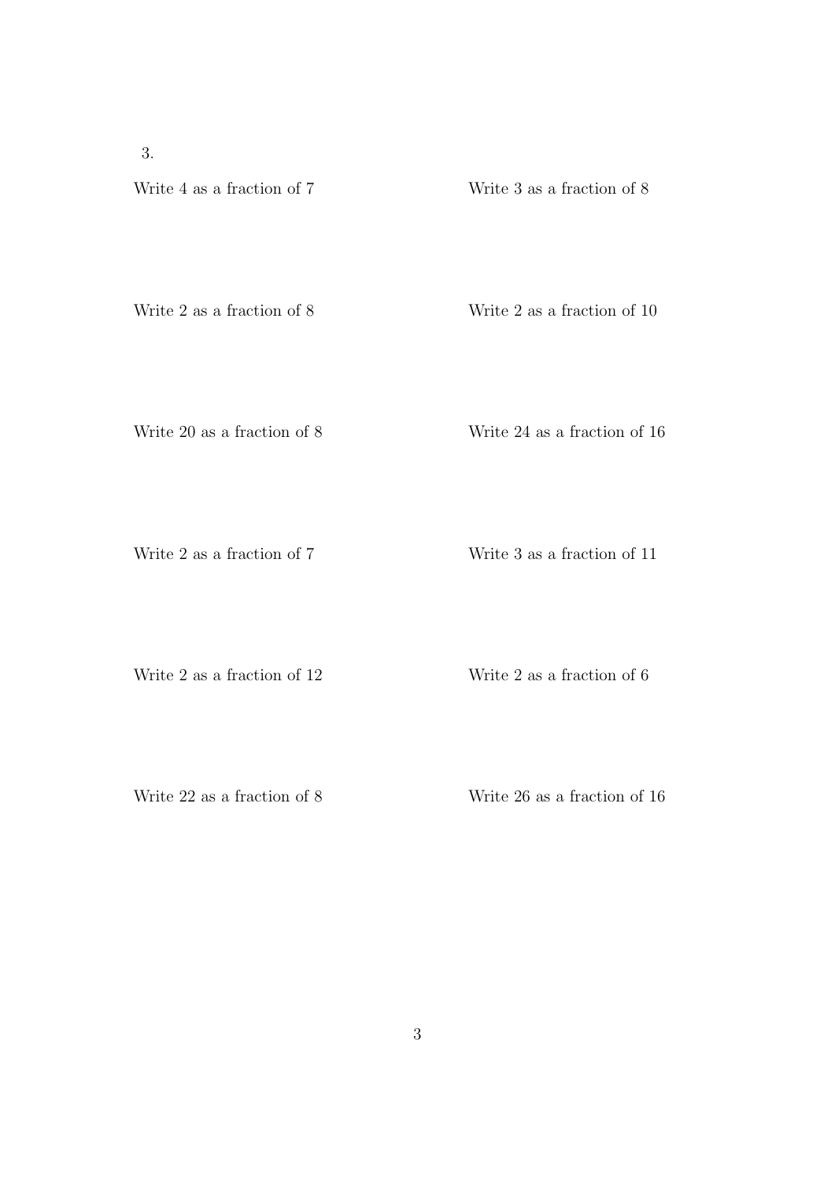3.

Write 4 as a fraction of 7

Write 3 as a fraction of 8

Write 2 as a fraction of 8

Write 2 as a fraction of 10

Write 20 as a fraction of 8

Write 24 as a fraction of 16

Write 2 as a fraction of 7

Write 3 as a fraction of 11

Write 2 as a fraction of 12

Write 2 as a fraction of 6

Write 22 as a fraction of 8

Write 26 as a fraction of 16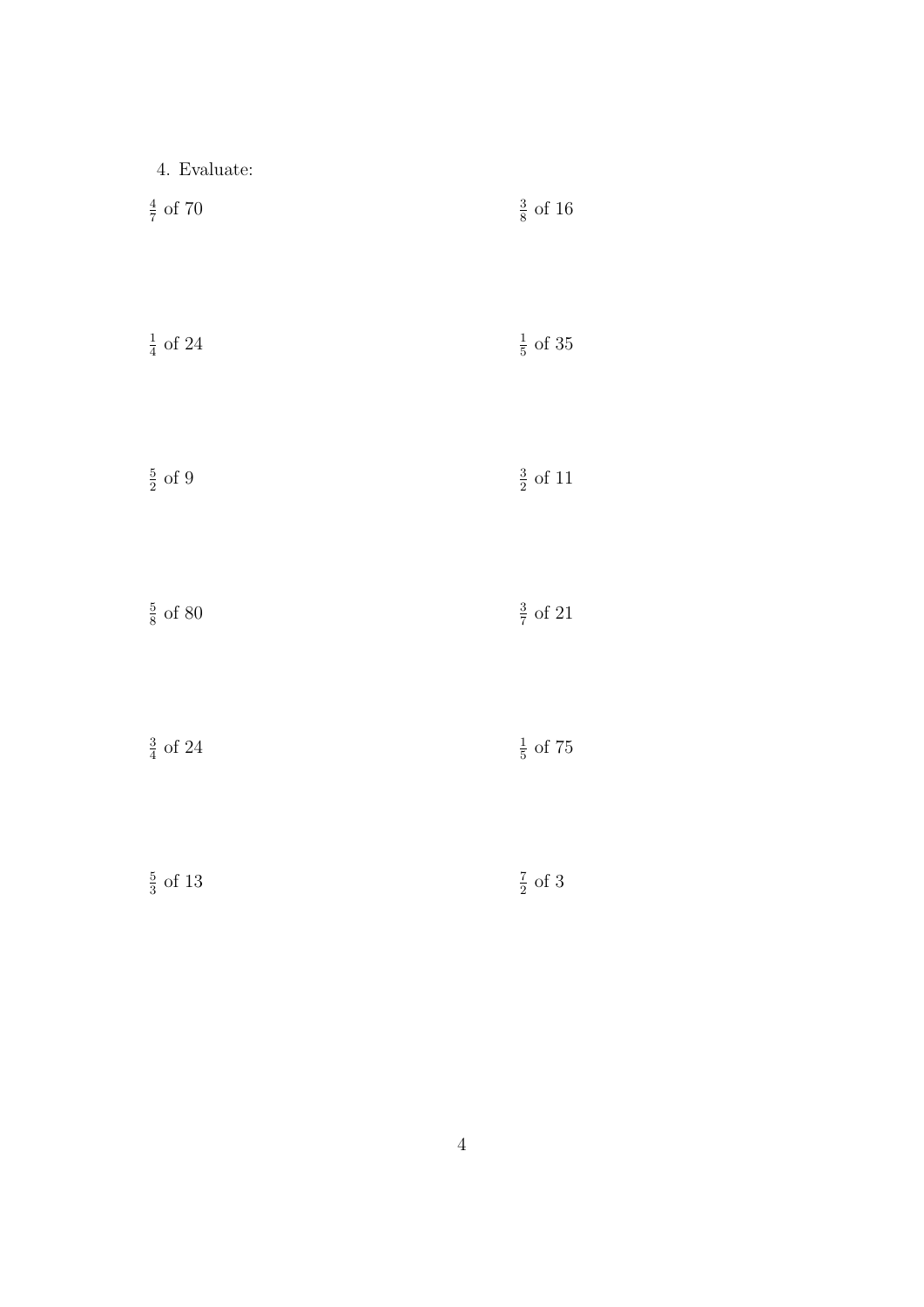4. Evaluate:

$\frac{4}{7}$ of 70

$\frac{3}{8}$ of 16

$\frac{1}{4}$ of 24

$\frac{1}{5}$ of 35

$\frac{5}{2}$ of 9

$\frac{3}{2}$ of 11

$\frac{5}{8}$ of 80

$\frac{3}{7}$ of 21

$\frac{3}{4}$ of 24

$\frac{1}{5}$ of 75

$\frac{5}{3}$ of 13

$\frac{7}{2}$ of 3